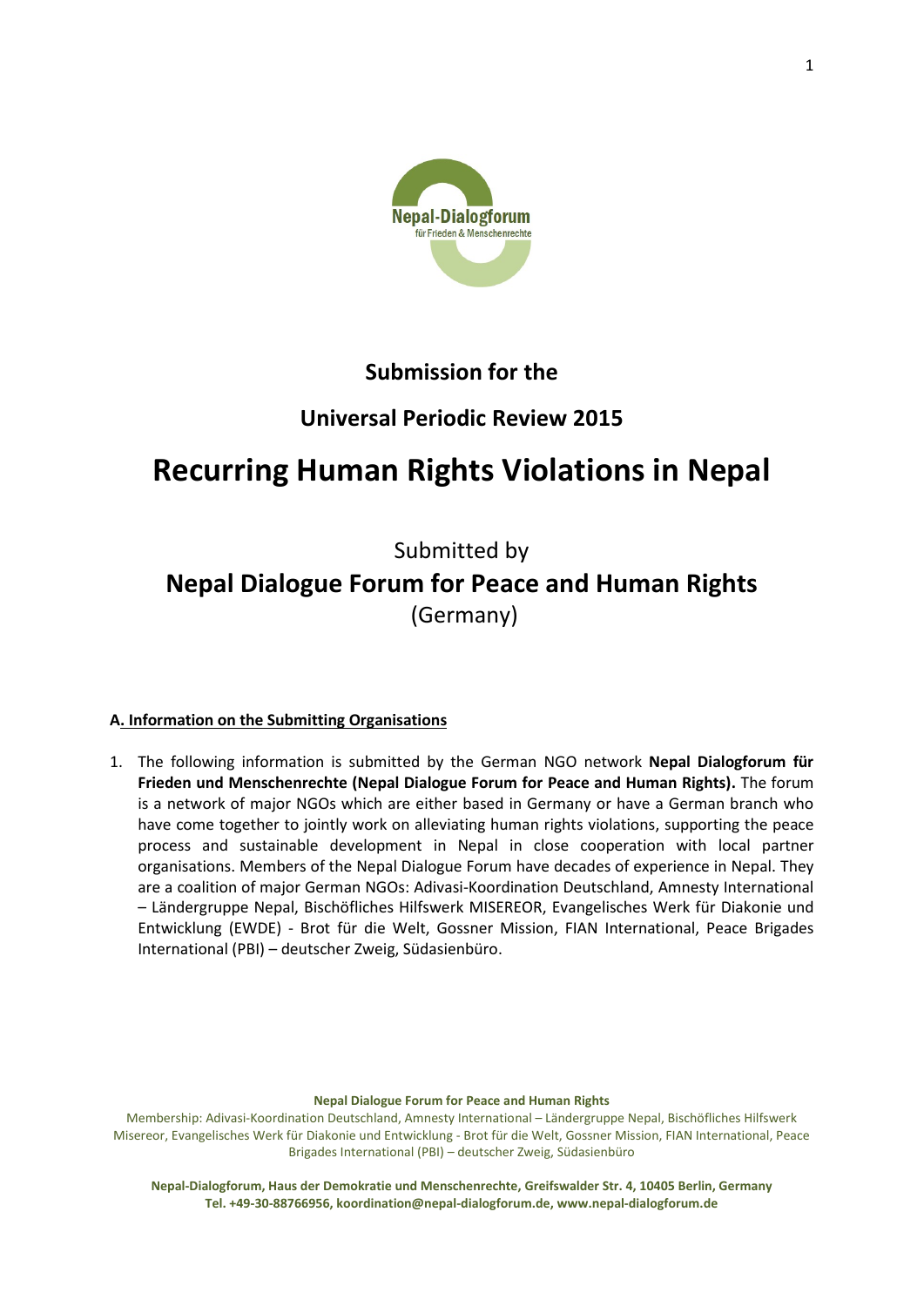Nepal-Dialogforum
für Frieden & Menschenrechte

**Submission for the**

**Universal Periodic Review 2015**

# Recurring Human Rights Violations in Nepal

Submitted by

**Nepal Dialogue Forum for Peace and Human Rights**

(Germany)

**A. Information on the Submitting Organisations**

1. The following information is submitted by the German NGO network **Nepal Dialogforum für Frieden und Menschenrechte (Nepal Dialogue Forum for Peace and Human Rights).** The forum is a network of major NGOs which are either based in Germany or have a German branch who have come together to jointly work on alleviating human rights violations, supporting the peace process and sustainable development in Nepal in close cooperation with local partner organisations. Members of the Nepal Dialogue Forum have decades of experience in Nepal. They are a coalition of major German NGOs: Adivasi-Koordination Deutschland, Amnesty International – Ländergruppe Nepal, Bischöfliches Hilfswerk MISEREOR, Evangelisches Werk für Diakonie und Entwicklung (EWDE) - Brot für die Welt, Gossner Mission, FIAN International, Peace Brigades International (PBI) – deutscher Zweig, Südasienbüro.

**Nepal Dialogue Forum for Peace and Human Rights**

Membership: Adivasi-Koordination Deutschland, Amnesty International – Ländergruppe Nepal, Bischöfliches Hilfswerk Misereor, Evangelisches Werk für Diakonie und Entwicklung - Brot für die Welt, Gossner Mission, FIAN International, Peace Brigades International (PBI) – deutscher Zweig, Südasienbüro

**Nepal-Dialogforum, Haus der Demokratie und Menschenrechte, Greifswalder Str. 4, 10405 Berlin, Germany**
**Tel. +49-30-88766956, koordination@nepal-dialogforum.de, www.nepal-dialogforum.de**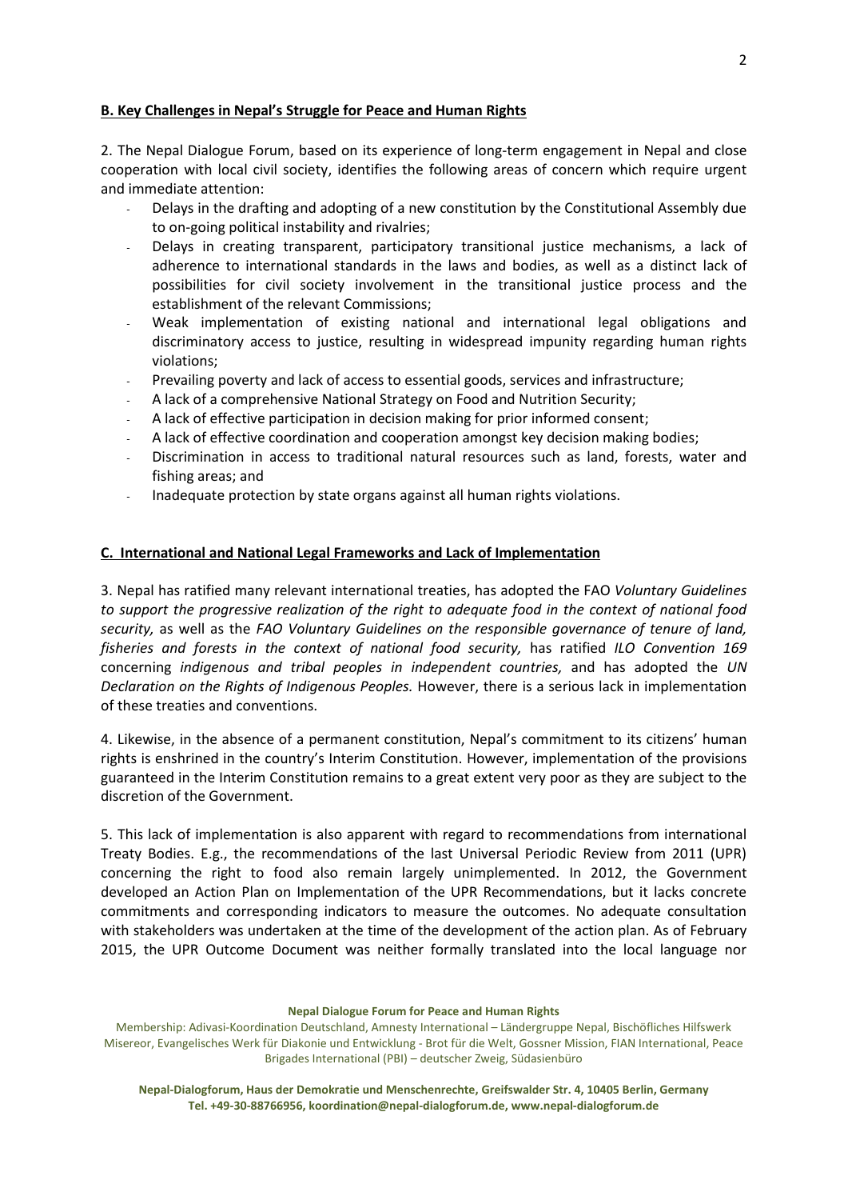## B. Key Challenges in Nepal's Struggle for Peace and Human Rights

2. The Nepal Dialogue Forum, based on its experience of long-term engagement in Nepal and close cooperation with local civil society, identifies the following areas of concern which require urgent and immediate attention:

- Delays in the drafting and adopting of a new constitution by the Constitutional Assembly due to on-going political instability and rivalries;
- Delays in creating transparent, participatory transitional justice mechanisms, a lack of adherence to international standards in the laws and bodies, as well as a distinct lack of possibilities for civil society involvement in the transitional justice process and the establishment of the relevant Commissions;
- Weak implementation of existing national and international legal obligations and discriminatory access to justice, resulting in widespread impunity regarding human rights violations;
- Prevailing poverty and lack of access to essential goods, services and infrastructure;
- A lack of a comprehensive National Strategy on Food and Nutrition Security;
- A lack of effective participation in decision making for prior informed consent;
- A lack of effective coordination and cooperation amongst key decision making bodies;
- Discrimination in access to traditional natural resources such as land, forests, water and fishing areas; and
- Inadequate protection by state organs against all human rights violations.

## C. International and National Legal Frameworks and Lack of Implementation

3. Nepal has ratified many relevant international treaties, has adopted the FAO *Voluntary Guidelines to support the progressive realization of the right to adequate food in the context of national food security,* as well as the *FAO Voluntary Guidelines on the responsible governance of tenure of land, fisheries and forests in the context of national food security,* has ratified *ILO Convention 169* concerning *indigenous and tribal peoples in independent countries,* and has adopted the *UN Declaration on the Rights of Indigenous Peoples.* However, there is a serious lack in implementation of these treaties and conventions.

4. Likewise, in the absence of a permanent constitution, Nepal's commitment to its citizens' human rights is enshrined in the country's Interim Constitution. However, implementation of the provisions guaranteed in the Interim Constitution remains to a great extent very poor as they are subject to the discretion of the Government.

5. This lack of implementation is also apparent with regard to recommendations from international Treaty Bodies. E.g., the recommendations of the last Universal Periodic Review from 2011 (UPR) concerning the right to food also remain largely unimplemented. In 2012, the Government developed an Action Plan on Implementation of the UPR Recommendations, but it lacks concrete commitments and corresponding indicators to measure the outcomes. No adequate consultation with stakeholders was undertaken at the time of the development of the action plan. As of February 2015, the UPR Outcome Document was neither formally translated into the local language nor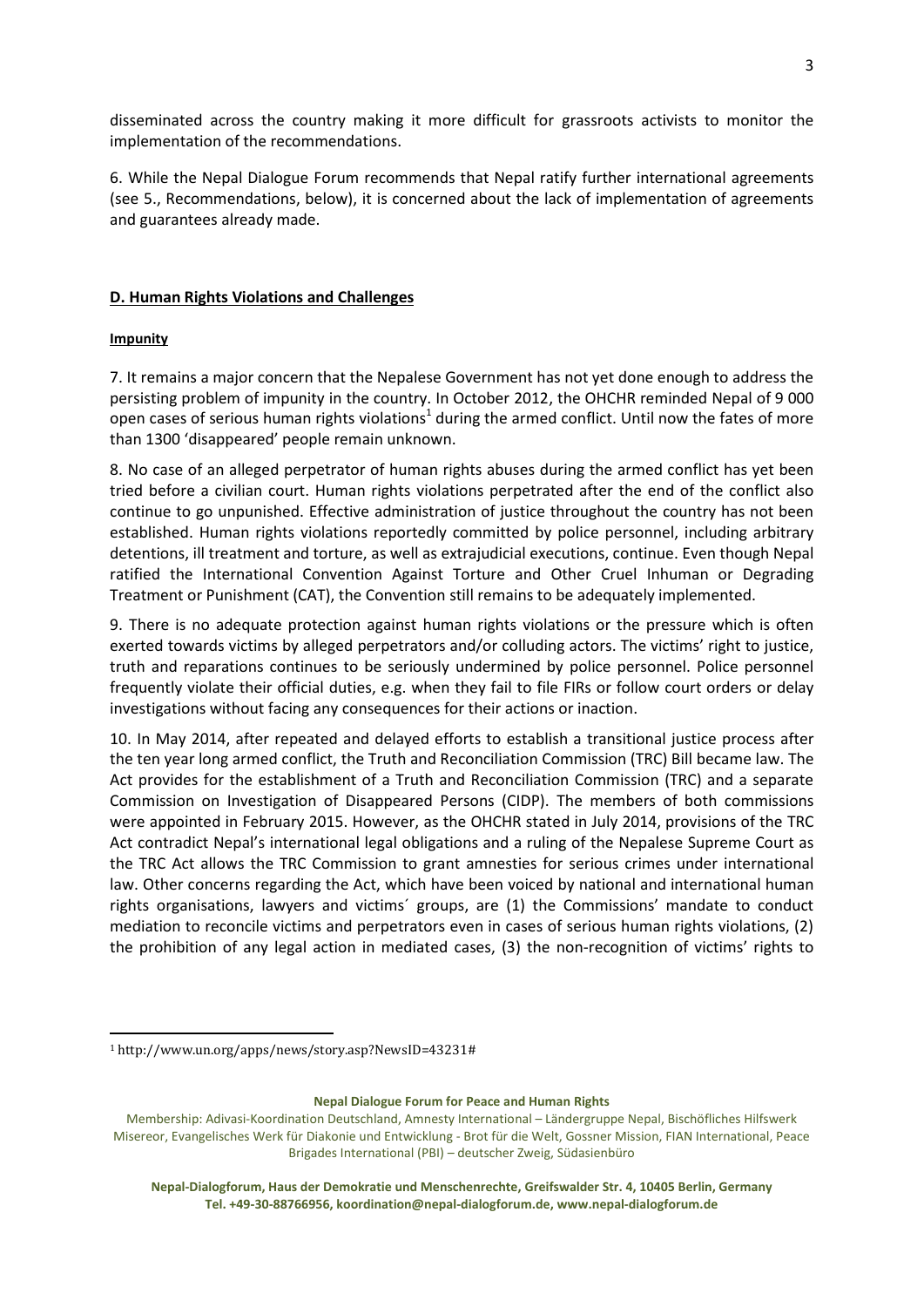disseminated across the country making it more difficult for grassroots activists to monitor the implementation of the recommendations.

6. While the Nepal Dialogue Forum recommends that Nepal ratify further international agreements (see 5., Recommendations, below), it is concerned about the lack of implementation of agreements and guarantees already made.

## D. Human Rights Violations and Challenges

### Impunity

7. It remains a major concern that the Nepalese Government has not yet done enough to address the persisting problem of impunity in the country. In October 2012, the OHCHR reminded Nepal of 9 000 open cases of serious human rights violations[1] during the armed conflict. Until now the fates of more than 1300 'disappeared' people remain unknown.

8. No case of an alleged perpetrator of human rights abuses during the armed conflict has yet been tried before a civilian court. Human rights violations perpetrated after the end of the conflict also continue to go unpunished. Effective administration of justice throughout the country has not been established. Human rights violations reportedly committed by police personnel, including arbitrary detentions, ill treatment and torture, as well as extrajudicial executions, continue. Even though Nepal ratified the International Convention Against Torture and Other Cruel Inhuman or Degrading Treatment or Punishment (CAT), the Convention still remains to be adequately implemented.

9. There is no adequate protection against human rights violations or the pressure which is often exerted towards victims by alleged perpetrators and/or colluding actors. The victims' right to justice, truth and reparations continues to be seriously undermined by police personnel. Police personnel frequently violate their official duties, e.g. when they fail to file FIRs or follow court orders or delay investigations without facing any consequences for their actions or inaction.

10. In May 2014, after repeated and delayed efforts to establish a transitional justice process after the ten year long armed conflict, the Truth and Reconciliation Commission (TRC) Bill became law. The Act provides for the establishment of a Truth and Reconciliation Commission (TRC) and a separate Commission on Investigation of Disappeared Persons (CIDP). The members of both commissions were appointed in February 2015. However, as the OHCHR stated in July 2014, provisions of the TRC Act contradict Nepal's international legal obligations and a ruling of the Nepalese Supreme Court as the TRC Act allows the TRC Commission to grant amnesties for serious crimes under international law. Other concerns regarding the Act, which have been voiced by national and international human rights organisations, lawyers and victims´ groups, are (1) the Commissions' mandate to conduct mediation to reconcile victims and perpetrators even in cases of serious human rights violations, (2) the prohibition of any legal action in mediated cases, (3) the non-recognition of victims' rights to

---

[1] http://www.un.org/apps/news/story.asp?NewsID=43231#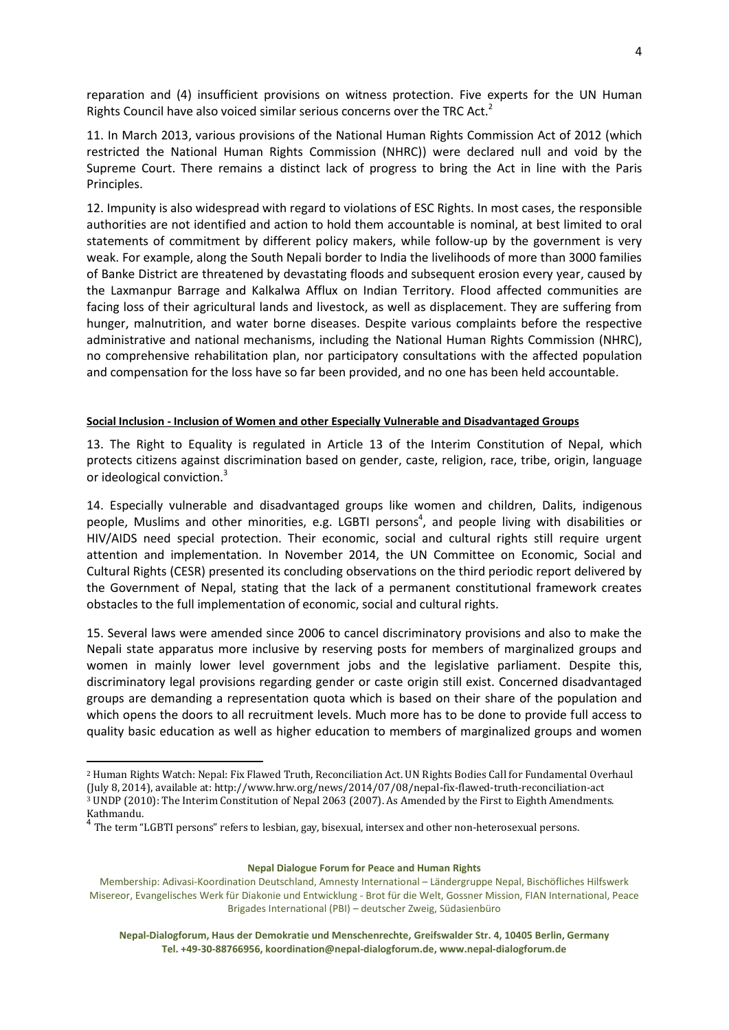reparation and (4) insufficient provisions on witness protection. Five experts for the UN Human Rights Council have also voiced similar serious concerns over the TRC Act.[2]

11. In March 2013, various provisions of the National Human Rights Commission Act of 2012 (which restricted the National Human Rights Commission (NHRC)) were declared null and void by the Supreme Court. There remains a distinct lack of progress to bring the Act in line with the Paris Principles.

12. Impunity is also widespread with regard to violations of ESC Rights. In most cases, the responsible authorities are not identified and action to hold them accountable is nominal, at best limited to oral statements of commitment by different policy makers, while follow-up by the government is very weak. For example, along the South Nepali border to India the livelihoods of more than 3000 families of Banke District are threatened by devastating floods and subsequent erosion every year, caused by the Laxmanpur Barrage and Kalkalwa Afflux on Indian Territory. Flood affected communities are facing loss of their agricultural lands and livestock, as well as displacement. They are suffering from hunger, malnutrition, and water borne diseases. Despite various complaints before the respective administrative and national mechanisms, including the National Human Rights Commission (NHRC), no comprehensive rehabilitation plan, nor participatory consultations with the affected population and compensation for the loss have so far been provided, and no one has been held accountable.

**Social Inclusion - Inclusion of Women and other Especially Vulnerable and Disadvantaged Groups**

13. The Right to Equality is regulated in Article 13 of the Interim Constitution of Nepal, which protects citizens against discrimination based on gender, caste, religion, race, tribe, origin, language or ideological conviction.[3]

14. Especially vulnerable and disadvantaged groups like women and children, Dalits, indigenous people, Muslims and other minorities, e.g. LGBTI persons[4], and people living with disabilities or HIV/AIDS need special protection. Their economic, social and cultural rights still require urgent attention and implementation. In November 2014, the UN Committee on Economic, Social and Cultural Rights (CESR) presented its concluding observations on the third periodic report delivered by the Government of Nepal, stating that the lack of a permanent constitutional framework creates obstacles to the full implementation of economic, social and cultural rights.

15. Several laws were amended since 2006 to cancel discriminatory provisions and also to make the Nepali state apparatus more inclusive by reserving posts for members of marginalized groups and women in mainly lower level government jobs and the legislative parliament. Despite this, discriminatory legal provisions regarding gender or caste origin still exist. Concerned disadvantaged groups are demanding a representation quota which is based on their share of the population and which opens the doors to all recruitment levels. Much more has to be done to provide full access to quality basic education as well as higher education to members of marginalized groups and women

---

[2] Human Rights Watch: Nepal: Fix Flawed Truth, Reconciliation Act. UN Rights Bodies Call for Fundamental Overhaul (July 8, 2014), available at: http://www.hrw.org/news/2014/07/08/nepal-fix-flawed-truth-reconciliation-act

[3] UNDP (2010): The Interim Constitution of Nepal 2063 (2007). As Amended by the First to Eighth Amendments. Kathmandu.

[4] The term "LGBTI persons" refers to lesbian, gay, bisexual, intersex and other non-heterosexual persons.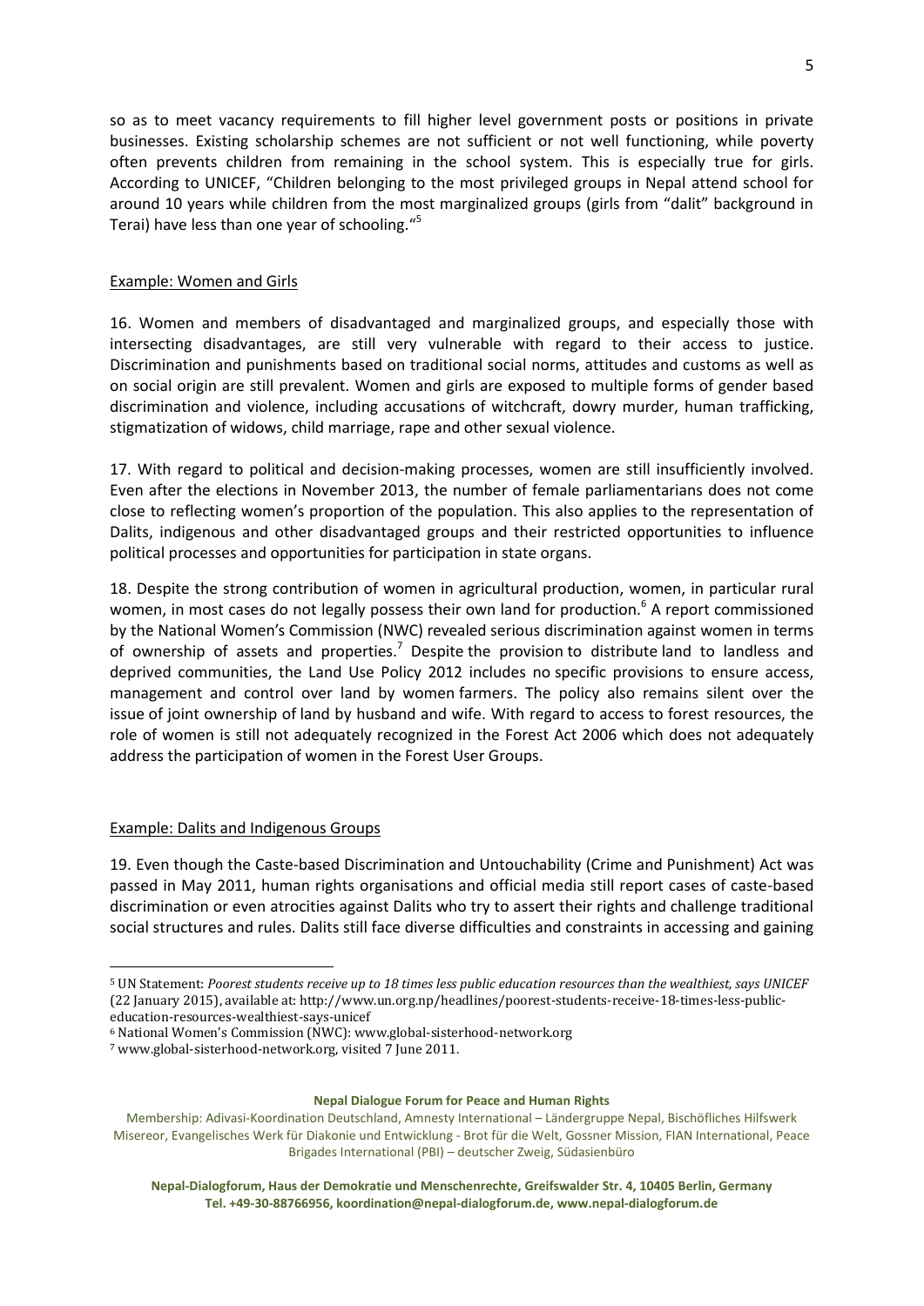so as to meet vacancy requirements to fill higher level government posts or positions in private businesses. Existing scholarship schemes are not sufficient or not well functioning, while poverty often prevents children from remaining in the school system. This is especially true for girls. According to UNICEF, "Children belonging to the most privileged groups in Nepal attend school for around 10 years while children from the most marginalized groups (girls from "dalit" background in Terai) have less than one year of schooling."[5]

Example: Women and Girls

16. Women and members of disadvantaged and marginalized groups, and especially those with intersecting disadvantages, are still very vulnerable with regard to their access to justice. Discrimination and punishments based on traditional social norms, attitudes and customs as well as on social origin are still prevalent. Women and girls are exposed to multiple forms of gender based discrimination and violence, including accusations of witchcraft, dowry murder, human trafficking, stigmatization of widows, child marriage, rape and other sexual violence.

17. With regard to political and decision-making processes, women are still insufficiently involved. Even after the elections in November 2013, the number of female parliamentarians does not come close to reflecting women's proportion of the population. This also applies to the representation of Dalits, indigenous and other disadvantaged groups and their restricted opportunities to influence political processes and opportunities for participation in state organs.

18. Despite the strong contribution of women in agricultural production, women, in particular rural women, in most cases do not legally possess their own land for production.[6] A report commissioned by the National Women's Commission (NWC) revealed serious discrimination against women in terms of ownership of assets and properties.[7] Despite the provision to distribute land to landless and deprived communities, the Land Use Policy 2012 includes no specific provisions to ensure access, management and control over land by women farmers. The policy also remains silent over the issue of joint ownership of land by husband and wife. With regard to access to forest resources, the role of women is still not adequately recognized in the Forest Act 2006 which does not adequately address the participation of women in the Forest User Groups.

Example: Dalits and Indigenous Groups

19. Even though the Caste-based Discrimination and Untouchability (Crime and Punishment) Act was passed in May 2011, human rights organisations and official media still report cases of caste-based discrimination or even atrocities against Dalits who try to assert their rights and challenge traditional social structures and rules. Dalits still face diverse difficulties and constraints in accessing and gaining

[5] UN Statement: *Poorest students receive up to 18 times less public education resources than the wealthiest, says UNICEF* (22 January 2015), available at: http://www.un.org.np/headlines/poorest-students-receive-18-times-less-public-education-resources-wealthiest-says-unicef

[6] National Women's Commission (NWC): www.global-sisterhood-network.org

[7] www.global-sisterhood-network.org, visited 7 June 2011.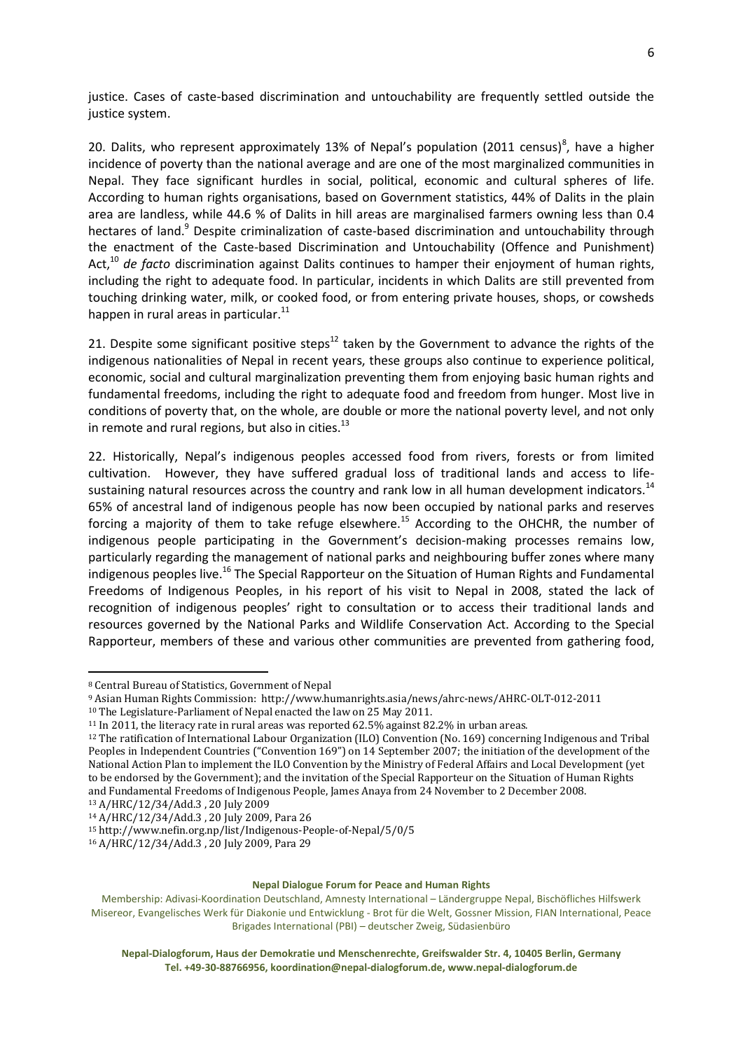justice. Cases of caste-based discrimination and untouchability are frequently settled outside the justice system.

20. Dalits, who represent approximately 13% of Nepal's population (2011 census)[8], have a higher incidence of poverty than the national average and are one of the most marginalized communities in Nepal. They face significant hurdles in social, political, economic and cultural spheres of life. According to human rights organisations, based on Government statistics, 44% of Dalits in the plain area are landless, while 44.6 % of Dalits in hill areas are marginalised farmers owning less than 0.4 hectares of land.[9] Despite criminalization of caste-based discrimination and untouchability through the enactment of the Caste-based Discrimination and Untouchability (Offence and Punishment) Act,[10] *de facto* discrimination against Dalits continues to hamper their enjoyment of human rights, including the right to adequate food. In particular, incidents in which Dalits are still prevented from touching drinking water, milk, or cooked food, or from entering private houses, shops, or cowsheds happen in rural areas in particular.[11]

21. Despite some significant positive steps[12] taken by the Government to advance the rights of the indigenous nationalities of Nepal in recent years, these groups also continue to experience political, economic, social and cultural marginalization preventing them from enjoying basic human rights and fundamental freedoms, including the right to adequate food and freedom from hunger. Most live in conditions of poverty that, on the whole, are double or more the national poverty level, and not only in remote and rural regions, but also in cities.[13]

22. Historically, Nepal's indigenous peoples accessed food from rivers, forests or from limited cultivation. However, they have suffered gradual loss of traditional lands and access to life-sustaining natural resources across the country and rank low in all human development indicators.[14] 65% of ancestral land of indigenous people has now been occupied by national parks and reserves forcing a majority of them to take refuge elsewhere.[15] According to the OHCHR, the number of indigenous people participating in the Government's decision-making processes remains low, particularly regarding the management of national parks and neighbouring buffer zones where many indigenous peoples live.[16] The Special Rapporteur on the Situation of Human Rights and Fundamental Freedoms of Indigenous Peoples, in his report of his visit to Nepal in 2008, stated the lack of recognition of indigenous peoples' right to consultation or to access their traditional lands and resources governed by the National Parks and Wildlife Conservation Act. According to the Special Rapporteur, members of these and various other communities are prevented from gathering food,

---

[8] Central Bureau of Statistics, Government of Nepal

[9] Asian Human Rights Commission: http://www.humanrights.asia/news/ahrc-news/AHRC-OLT-012-2011

[10] The Legislature-Parliament of Nepal enacted the law on 25 May 2011.

[11] In 2011, the literacy rate in rural areas was reported 62.5% against 82.2% in urban areas.

[12] The ratification of International Labour Organization (ILO) Convention (No. 169) concerning Indigenous and Tribal Peoples in Independent Countries ("Convention 169") on 14 September 2007; the initiation of the development of the National Action Plan to implement the ILO Convention by the Ministry of Federal Affairs and Local Development (yet to be endorsed by the Government); and the invitation of the Special Rapporteur on the Situation of Human Rights and Fundamental Freedoms of Indigenous People, James Anaya from 24 November to 2 December 2008.

[13] A/HRC/12/34/Add.3 , 20 July 2009

[14] A/HRC/12/34/Add.3 , 20 July 2009, Para 26

[15] http://www.nefin.org.np/list/Indigenous-People-of-Nepal/5/0/5

[16] A/HRC/12/34/Add.3 , 20 July 2009, Para 29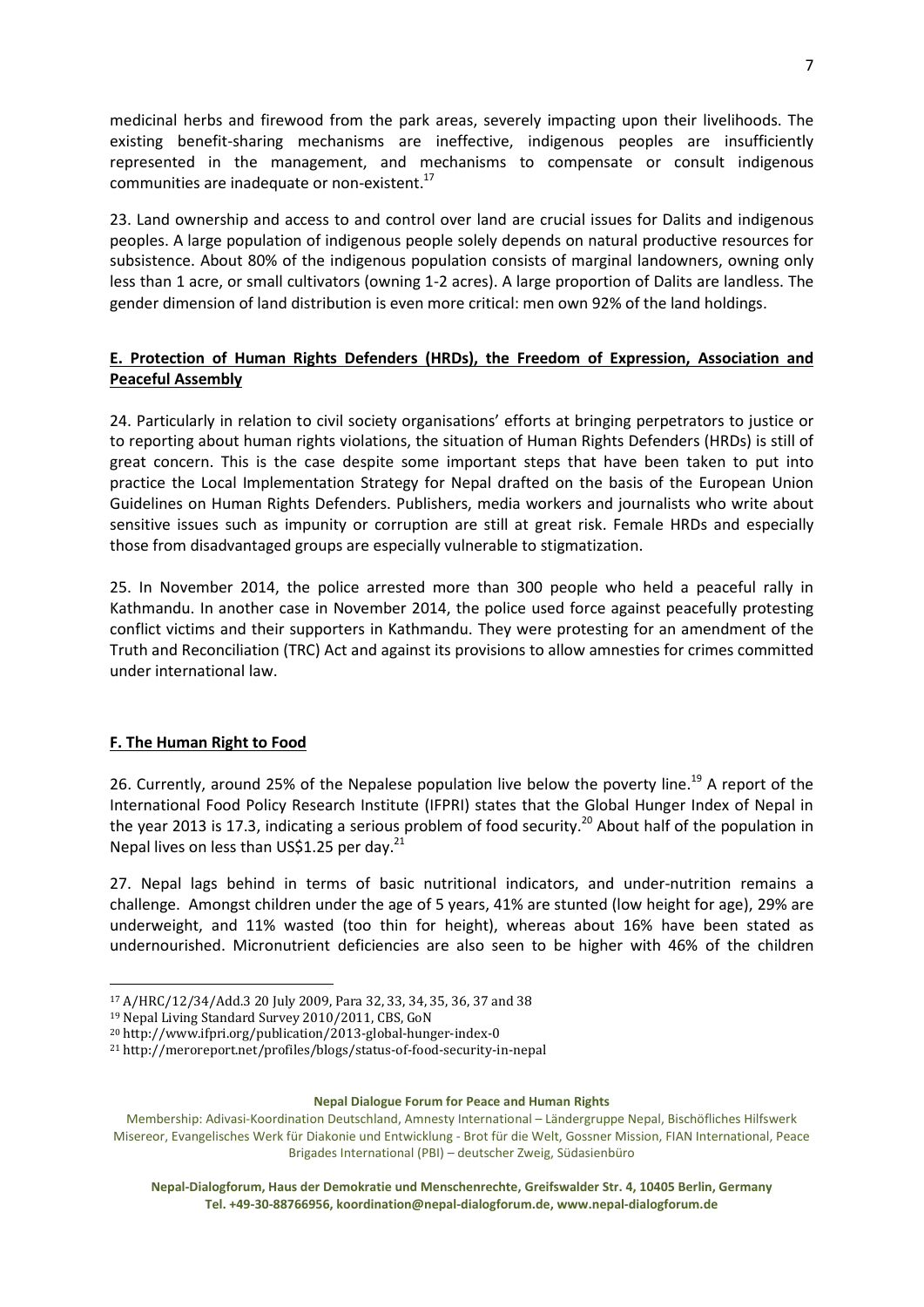medicinal herbs and firewood from the park areas, severely impacting upon their livelihoods. The existing benefit-sharing mechanisms are ineffective, indigenous peoples are insufficiently represented in the management, and mechanisms to compensate or consult indigenous communities are inadequate or non-existent.[17]

23. Land ownership and access to and control over land are crucial issues for Dalits and indigenous peoples. A large population of indigenous people solely depends on natural productive resources for subsistence. About 80% of the indigenous population consists of marginal landowners, owning only less than 1 acre, or small cultivators (owning 1-2 acres). A large proportion of Dalits are landless. The gender dimension of land distribution is even more critical: men own 92% of the land holdings.

## E. Protection of Human Rights Defenders (HRDs), the Freedom of Expression, Association and Peaceful Assembly

24. Particularly in relation to civil society organisations' efforts at bringing perpetrators to justice or to reporting about human rights violations, the situation of Human Rights Defenders (HRDs) is still of great concern. This is the case despite some important steps that have been taken to put into practice the Local Implementation Strategy for Nepal drafted on the basis of the European Union Guidelines on Human Rights Defenders. Publishers, media workers and journalists who write about sensitive issues such as impunity or corruption are still at great risk. Female HRDs and especially those from disadvantaged groups are especially vulnerable to stigmatization.

25. In November 2014, the police arrested more than 300 people who held a peaceful rally in Kathmandu. In another case in November 2014, the police used force against peacefully protesting conflict victims and their supporters in Kathmandu. They were protesting for an amendment of the Truth and Reconciliation (TRC) Act and against its provisions to allow amnesties for crimes committed under international law.

## F. The Human Right to Food

26. Currently, around 25% of the Nepalese population live below the poverty line.[19] A report of the International Food Policy Research Institute (IFPRI) states that the Global Hunger Index of Nepal in the year 2013 is 17.3, indicating a serious problem of food security.[20] About half of the population in Nepal lives on less than US$1.25 per day.[21]

27. Nepal lags behind in terms of basic nutritional indicators, and under-nutrition remains a challenge. Amongst children under the age of 5 years, 41% are stunted (low height for age), 29% are underweight, and 11% wasted (too thin for height), whereas about 16% have been stated as undernourished. Micronutrient deficiencies are also seen to be higher with 46% of the children

---

[17] A/HRC/12/34/Add.3 20 July 2009, Para 32, 33, 34, 35, 36, 37 and 38

[19] Nepal Living Standard Survey 2010/2011, CBS, GoN

[20] http://www.ifpri.org/publication/2013-global-hunger-index-0

[21] http://meroreport.net/profiles/blogs/status-of-food-security-in-nepal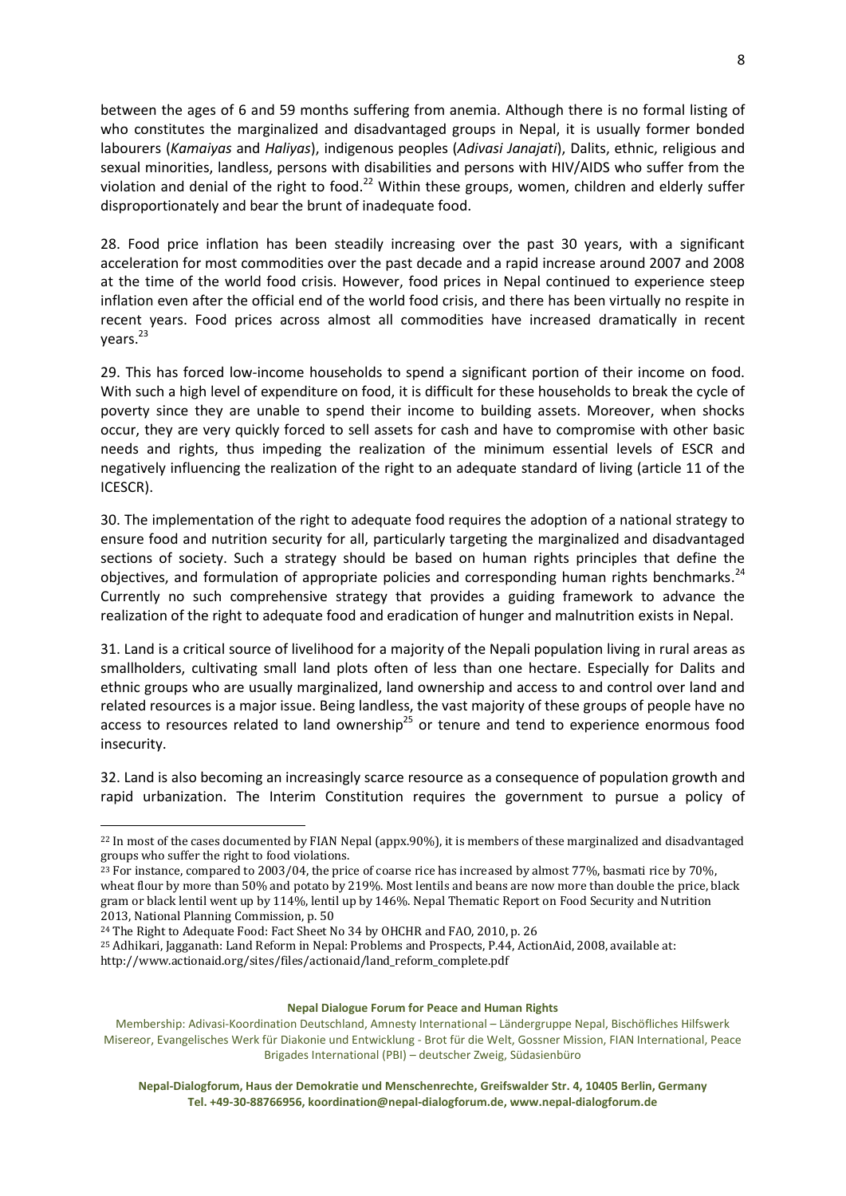between the ages of 6 and 59 months suffering from anemia. Although there is no formal listing of who constitutes the marginalized and disadvantaged groups in Nepal, it is usually former bonded labourers (*Kamaiyas* and *Haliyas*), indigenous peoples (*Adivasi Janajati*), Dalits, ethnic, religious and sexual minorities, landless, persons with disabilities and persons with HIV/AIDS who suffer from the violation and denial of the right to food.[22] Within these groups, women, children and elderly suffer disproportionately and bear the brunt of inadequate food.

28. Food price inflation has been steadily increasing over the past 30 years, with a significant acceleration for most commodities over the past decade and a rapid increase around 2007 and 2008 at the time of the world food crisis. However, food prices in Nepal continued to experience steep inflation even after the official end of the world food crisis, and there has been virtually no respite in recent years. Food prices across almost all commodities have increased dramatically in recent years.[23]

29. This has forced low-income households to spend a significant portion of their income on food. With such a high level of expenditure on food, it is difficult for these households to break the cycle of poverty since they are unable to spend their income to building assets. Moreover, when shocks occur, they are very quickly forced to sell assets for cash and have to compromise with other basic needs and rights, thus impeding the realization of the minimum essential levels of ESCR and negatively influencing the realization of the right to an adequate standard of living (article 11 of the ICESCR).

30. The implementation of the right to adequate food requires the adoption of a national strategy to ensure food and nutrition security for all, particularly targeting the marginalized and disadvantaged sections of society. Such a strategy should be based on human rights principles that define the objectives, and formulation of appropriate policies and corresponding human rights benchmarks.[24] Currently no such comprehensive strategy that provides a guiding framework to advance the realization of the right to adequate food and eradication of hunger and malnutrition exists in Nepal.

31. Land is a critical source of livelihood for a majority of the Nepali population living in rural areas as smallholders, cultivating small land plots often of less than one hectare. Especially for Dalits and ethnic groups who are usually marginalized, land ownership and access to and control over land and related resources is a major issue. Being landless, the vast majority of these groups of people have no access to resources related to land ownership[25] or tenure and tend to experience enormous food insecurity.

32. Land is also becoming an increasingly scarce resource as a consequence of population growth and rapid urbanization. The Interim Constitution requires the government to pursue a policy of

---

[22] In most of the cases documented by FIAN Nepal (appx.90%), it is members of these marginalized and disadvantaged groups who suffer the right to food violations.

[23] For instance, compared to 2003/04, the price of coarse rice has increased by almost 77%, basmati rice by 70%, wheat flour by more than 50% and potato by 219%. Most lentils and beans are now more than double the price, black gram or black lentil went up by 114%, lentil up by 146%. Nepal Thematic Report on Food Security and Nutrition 2013, National Planning Commission, p. 50

[24] The Right to Adequate Food: Fact Sheet No 34 by OHCHR and FAO, 2010, p. 26

[25] Adhikari, Jagganath: Land Reform in Nepal: Problems and Prospects, P.44, ActionAid, 2008, available at: http://www.actionaid.org/sites/files/actionaid/land_reform_complete.pdf

**Nepal Dialogue Forum for Peace and Human Rights**

Membership: Adivasi-Koordination Deutschland, Amnesty International – Ländergruppe Nepal, Bischöfliches Hilfswerk Misereor, Evangelisches Werk für Diakonie und Entwicklung - Brot für die Welt, Gossner Mission, FIAN International, Peace Brigades International (PBI) – deutscher Zweig, Südasienbüro

**Nepal-Dialogforum, Haus der Demokratie und Menschenrechte, Greifswalder Str. 4, 10405 Berlin, Germany**
**Tel. +49-30-88766956, koordination@nepal-dialogforum.de, www.nepal-dialogforum.de**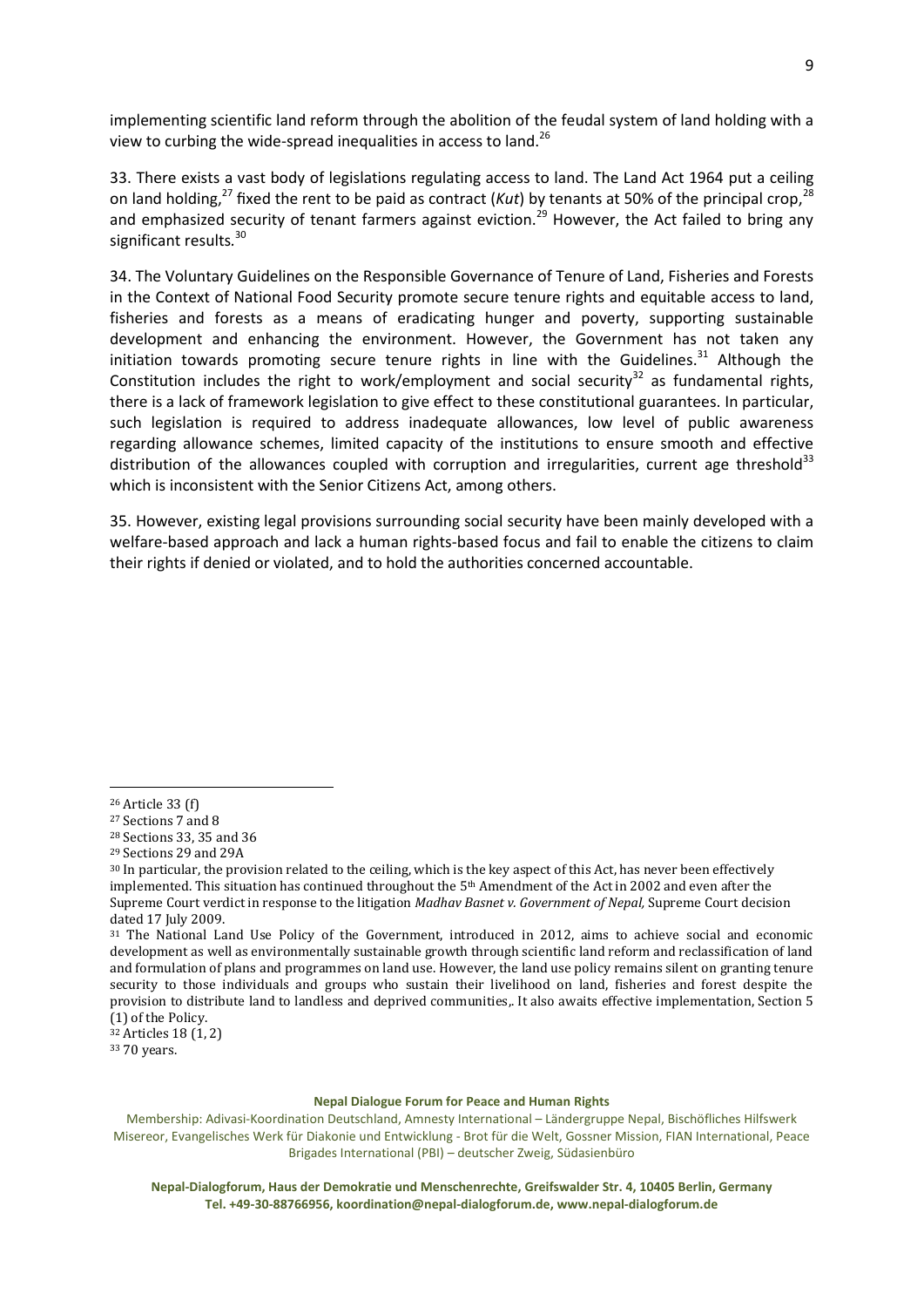implementing scientific land reform through the abolition of the feudal system of land holding with a view to curbing the wide-spread inequalities in access to land.[26]

33. There exists a vast body of legislations regulating access to land. The Land Act 1964 put a ceiling on land holding,[27] fixed the rent to be paid as contract (*Kut*) by tenants at 50% of the principal crop,[28] and emphasized security of tenant farmers against eviction.[29] However, the Act failed to bring any significant results.[30]

34. The Voluntary Guidelines on the Responsible Governance of Tenure of Land, Fisheries and Forests in the Context of National Food Security promote secure tenure rights and equitable access to land, fisheries and forests as a means of eradicating hunger and poverty, supporting sustainable development and enhancing the environment. However, the Government has not taken any initiation towards promoting secure tenure rights in line with the Guidelines.[31] Although the Constitution includes the right to work/employment and social security[32] as fundamental rights, there is a lack of framework legislation to give effect to these constitutional guarantees. In particular, such legislation is required to address inadequate allowances, low level of public awareness regarding allowance schemes, limited capacity of the institutions to ensure smooth and effective distribution of the allowances coupled with corruption and irregularities, current age threshold[33] which is inconsistent with the Senior Citizens Act, among others.

35. However, existing legal provisions surrounding social security have been mainly developed with a welfare-based approach and lack a human rights-based focus and fail to enable the citizens to claim their rights if denied or violated, and to hold the authorities concerned accountable.

---

[26] Article 33 (f)

[27] Sections 7 and 8

[28] Sections 33, 35 and 36

[29] Sections 29 and 29A

[30] In particular, the provision related to the ceiling, which is the key aspect of this Act, has never been effectively implemented. This situation has continued throughout the 5th Amendment of the Act in 2002 and even after the Supreme Court verdict in response to the litigation *Madhav Basnet v. Government of Nepal,* Supreme Court decision dated 17 July 2009.

[31] The National Land Use Policy of the Government, introduced in 2012, aims to achieve social and economic development as well as environmentally sustainable growth through scientific land reform and reclassification of land and formulation of plans and programmes on land use. However, the land use policy remains silent on granting tenure security to those individuals and groups who sustain their livelihood on land, fisheries and forest despite the provision to distribute land to landless and deprived communities,. It also awaits effective implementation, Section 5 (1) of the Policy.

[32] Articles 18 (1, 2)

[33] 70 years.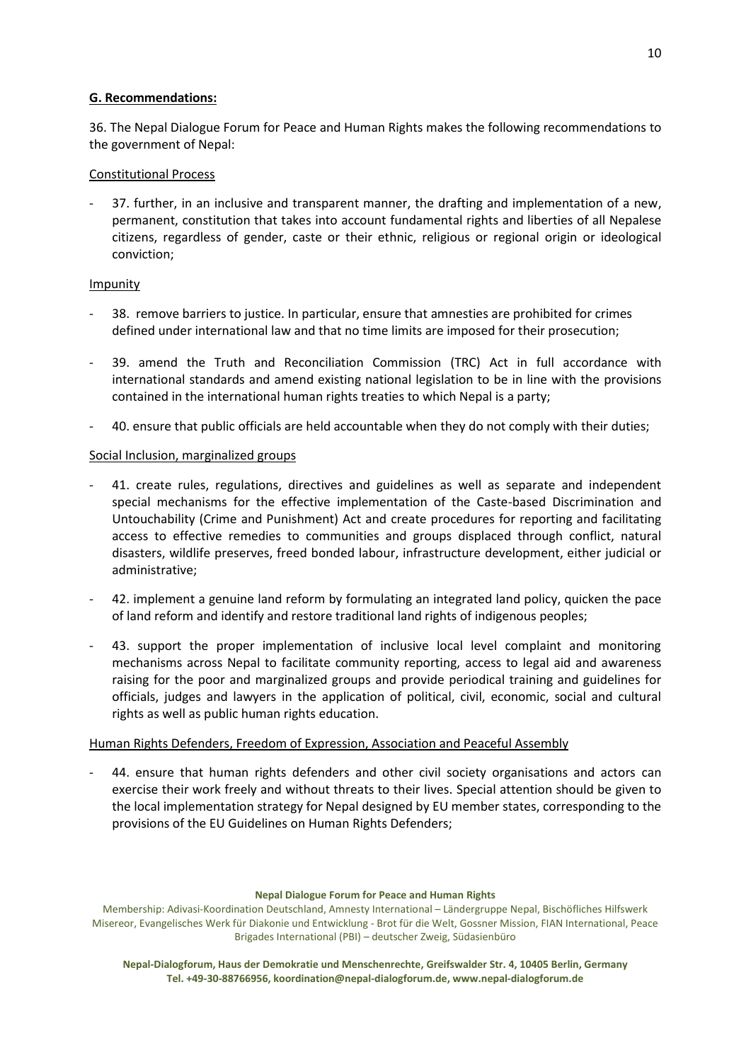## **G. Recommendations:**

36. The Nepal Dialogue Forum for Peace and Human Rights makes the following recommendations to the government of Nepal:

<u>Constitutional Process</u>

- 37. further, in an inclusive and transparent manner, the drafting and implementation of a new, permanent, constitution that takes into account fundamental rights and liberties of all Nepalese citizens, regardless of gender, caste or their ethnic, religious or regional origin or ideological conviction;

<u>Impunity</u>

- 38. remove barriers to justice. In particular, ensure that amnesties are prohibited for crimes defined under international law and that no time limits are imposed for their prosecution;
- 39. amend the Truth and Reconciliation Commission (TRC) Act in full accordance with international standards and amend existing national legislation to be in line with the provisions contained in the international human rights treaties to which Nepal is a party;
- 40. ensure that public officials are held accountable when they do not comply with their duties;

<u>Social Inclusion, marginalized groups</u>

- 41. create rules, regulations, directives and guidelines as well as separate and independent special mechanisms for the effective implementation of the Caste-based Discrimination and Untouchability (Crime and Punishment) Act and create procedures for reporting and facilitating access to effective remedies to communities and groups displaced through conflict, natural disasters, wildlife preserves, freed bonded labour, infrastructure development, either judicial or administrative;
- 42. implement a genuine land reform by formulating an integrated land policy, quicken the pace of land reform and identify and restore traditional land rights of indigenous peoples;
- 43. support the proper implementation of inclusive local level complaint and monitoring mechanisms across Nepal to facilitate community reporting, access to legal aid and awareness raising for the poor and marginalized groups and provide periodical training and guidelines for officials, judges and lawyers in the application of political, civil, economic, social and cultural rights as well as public human rights education.

<u>Human Rights Defenders, Freedom of Expression, Association and Peaceful Assembly</u>

- 44. ensure that human rights defenders and other civil society organisations and actors can exercise their work freely and without threats to their lives. Special attention should be given to the local implementation strategy for Nepal designed by EU member states, corresponding to the provisions of the EU Guidelines on Human Rights Defenders;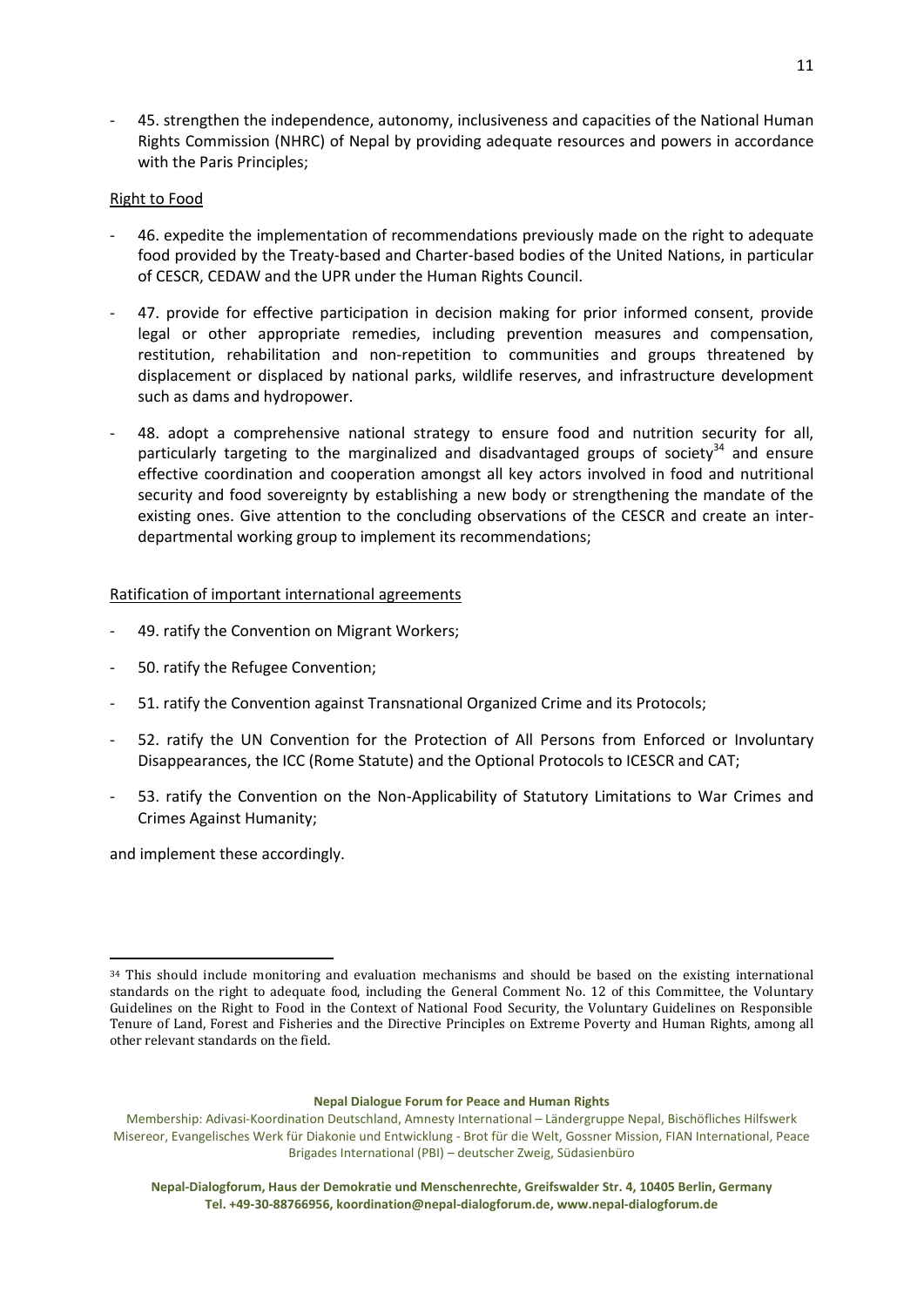- 45. strengthen the independence, autonomy, inclusiveness and capacities of the National Human Rights Commission (NHRC) of Nepal by providing adequate resources and powers in accordance with the Paris Principles;

Right to Food

- 46. expedite the implementation of recommendations previously made on the right to adequate food provided by the Treaty-based and Charter-based bodies of the United Nations, in particular of CESCR, CEDAW and the UPR under the Human Rights Council.
- 47. provide for effective participation in decision making for prior informed consent, provide legal or other appropriate remedies, including prevention measures and compensation, restitution, rehabilitation and non-repetition to communities and groups threatened by displacement or displaced by national parks, wildlife reserves, and infrastructure development such as dams and hydropower.
- 48. adopt a comprehensive national strategy to ensure food and nutrition security for all, particularly targeting to the marginalized and disadvantaged groups of society[34] and ensure effective coordination and cooperation amongst all key actors involved in food and nutritional security and food sovereignty by establishing a new body or strengthening the mandate of the existing ones. Give attention to the concluding observations of the CESCR and create an inter-departmental working group to implement its recommendations;

Ratification of important international agreements

- 49. ratify the Convention on Migrant Workers;
- 50. ratify the Refugee Convention;
- 51. ratify the Convention against Transnational Organized Crime and its Protocols;
- 52. ratify the UN Convention for the Protection of All Persons from Enforced or Involuntary Disappearances, the ICC (Rome Statute) and the Optional Protocols to ICESCR and CAT;
- 53. ratify the Convention on the Non-Applicability of Statutory Limitations to War Crimes and Crimes Against Humanity;

and implement these accordingly.

[34] This should include monitoring and evaluation mechanisms and should be based on the existing international standards on the right to adequate food, including the General Comment No. 12 of this Committee, the Voluntary Guidelines on the Right to Food in the Context of National Food Security, the Voluntary Guidelines on Responsible Tenure of Land, Forest and Fisheries and the Directive Principles on Extreme Poverty and Human Rights, among all other relevant standards on the field.